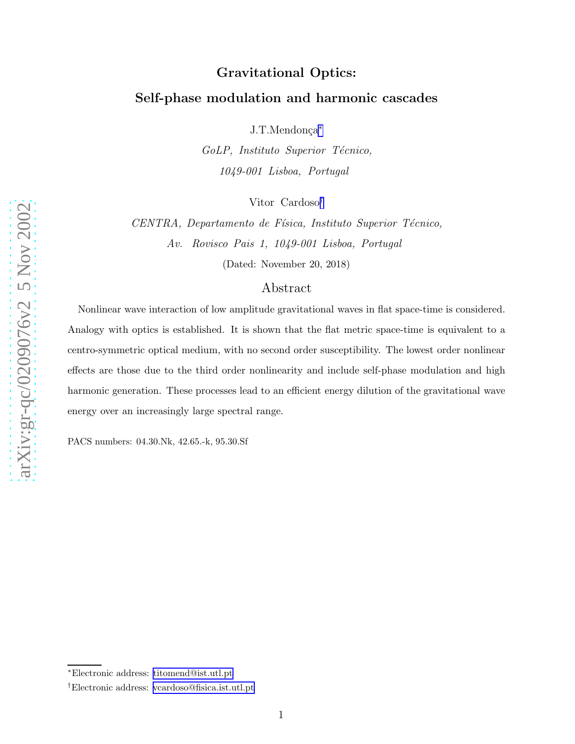# Gravitational Optics:

# Self-phase modulation and harmonic cascades

J.T.Mendonça[*]

*GoLP, Instituto Superior Técnico,*
*1049-001 Lisboa, Portugal*

Vitor Cardoso[†]

*CENTRA, Departamento de Física, Instituto Superior Técnico,*
*Av. Rovisco Pais 1, 1049-001 Lisboa, Portugal*

(Dated: November 20, 2018)

## Abstract

Nonlinear wave interaction of low amplitude gravitational waves in flat space-time is considered. Analogy with optics is established. It is shown that the flat metric space-time is equivalent to a centro-symmetric optical medium, with no second order susceptibility. The lowest order nonlinear effects are those due to the third order nonlinearity and include self-phase modulation and high harmonic generation. These processes lead to an efficient energy dilution of the gravitational wave energy over an increasingly large spectral range.

PACS numbers: 04.30.Nk, 42.65.-k, 95.30.Sf

---

[*]Electronic address: titomend@ist.utl.pt

[†]Electronic address: vcardoso@fisica.ist.utl.pt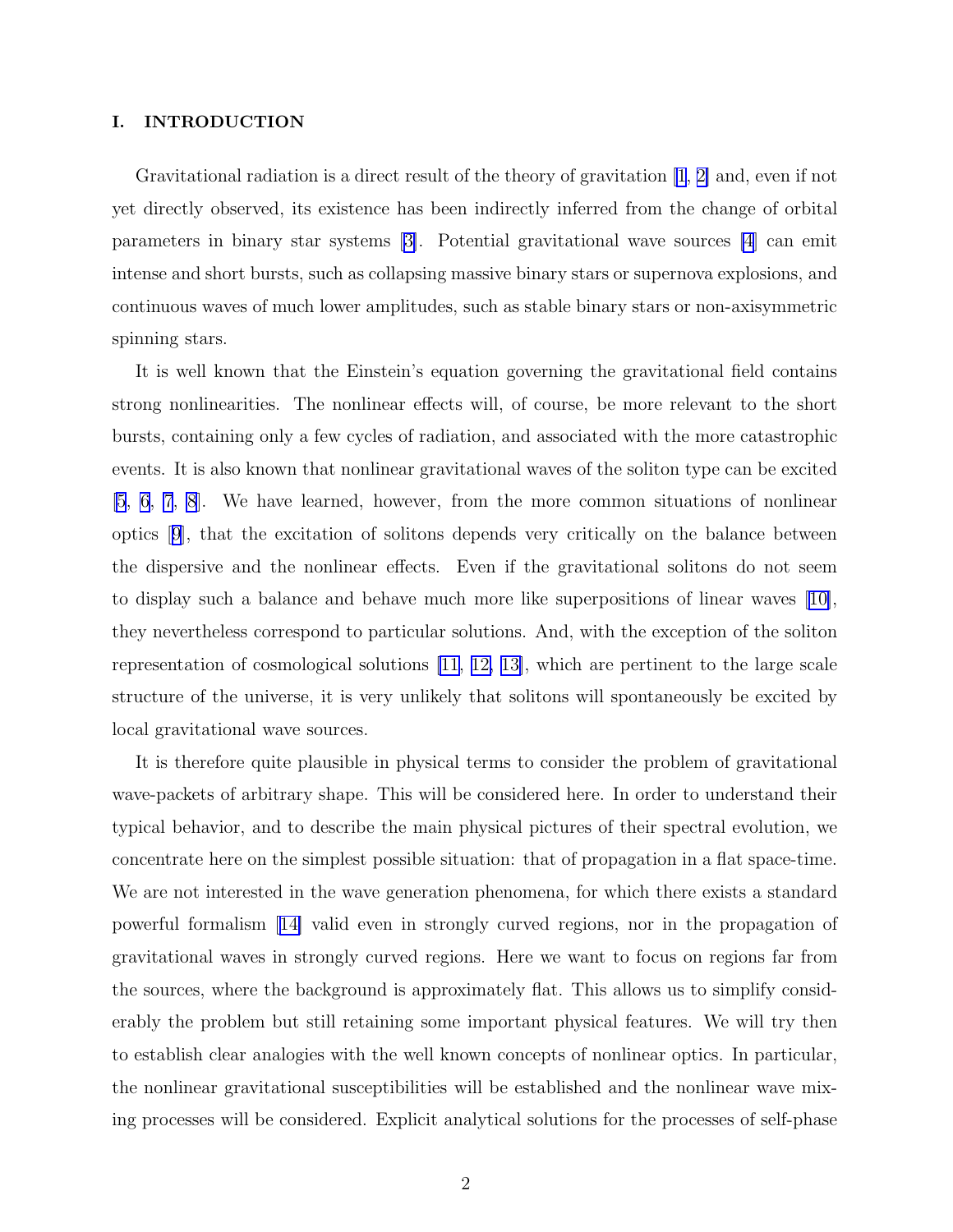## I. INTRODUCTION

Gravitational radiation is a direct result of the theory of gravitation [1, 2] and, even if not yet directly observed, its existence has been indirectly inferred from the change of orbital parameters in binary star systems [3]. Potential gravitational wave sources [4] can emit intense and short bursts, such as collapsing massive binary stars or supernova explosions, and continuous waves of much lower amplitudes, such as stable binary stars or non-axisymmetric spinning stars.

It is well known that the Einstein's equation governing the gravitational field contains strong nonlinearities. The nonlinear effects will, of course, be more relevant to the short bursts, containing only a few cycles of radiation, and associated with the more catastrophic events. It is also known that nonlinear gravitational waves of the soliton type can be excited [5, 6, 7, 8]. We have learned, however, from the more common situations of nonlinear optics [9], that the excitation of solitons depends very critically on the balance between the dispersive and the nonlinear effects. Even if the gravitational solitons do not seem to display such a balance and behave much more like superpositions of linear waves [10], they nevertheless correspond to particular solutions. And, with the exception of the soliton representation of cosmological solutions [11, 12, 13], which are pertinent to the large scale structure of the universe, it is very unlikely that solitons will spontaneously be excited by local gravitational wave sources.

It is therefore quite plausible in physical terms to consider the problem of gravitational wave-packets of arbitrary shape. This will be considered here. In order to understand their typical behavior, and to describe the main physical pictures of their spectral evolution, we concentrate here on the simplest possible situation: that of propagation in a flat space-time. We are not interested in the wave generation phenomena, for which there exists a standard powerful formalism [14] valid even in strongly curved regions, nor in the propagation of gravitational waves in strongly curved regions. Here we want to focus on regions far from the sources, where the background is approximately flat. This allows us to simplify considerably the problem but still retaining some important physical features. We will try then to establish clear analogies with the well known concepts of nonlinear optics. In particular, the nonlinear gravitational susceptibilities will be established and the nonlinear wave mixing processes will be considered. Explicit analytical solutions for the processes of self-phase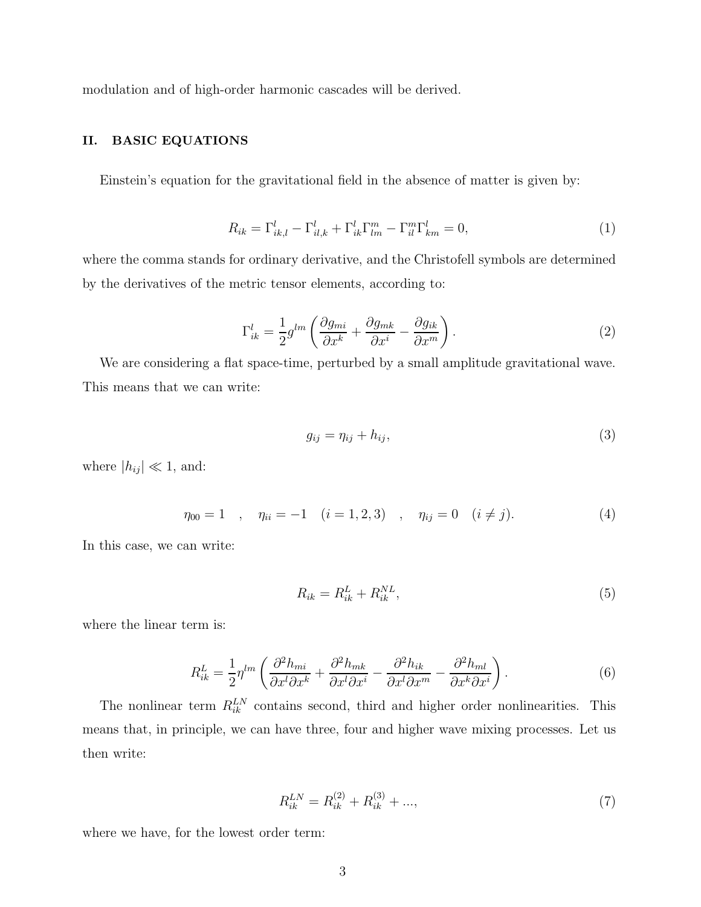modulation and of high-order harmonic cascades will be derived.

## II. BASIC EQUATIONS

Einstein's equation for the gravitational field in the absence of matter is given by:

$$R_{ik} = \Gamma^l_{ik,l} - \Gamma^l_{il,k} + \Gamma^l_{ik}\Gamma^m_{lm} - \Gamma^m_{il}\Gamma^l_{km} = 0, \tag{1}$$

where the comma stands for ordinary derivative, and the Christofell symbols are determined by the derivatives of the metric tensor elements, according to:

$$\Gamma^l_{ik} = \frac{1}{2} g^{lm} \left( \frac{\partial g_{mi}}{\partial x^k} + \frac{\partial g_{mk}}{\partial x^i} - \frac{\partial g_{ik}}{\partial x^m} \right). \tag{2}$$

We are considering a flat space-time, perturbed by a small amplitude gravitational wave. This means that we can write:

$$g_{ij} = \eta_{ij} + h_{ij}, \tag{3}$$

where $|h_{ij}| \ll 1$, and:

$$\eta_{00} = 1 \quad , \quad \eta_{ii} = -1 \quad (i = 1, 2, 3) \quad , \quad \eta_{ij} = 0 \quad (i \neq j). \tag{4}$$

In this case, we can write:

$$R_{ik} = R^L_{ik} + R^{NL}_{ik}, \tag{5}$$

where the linear term is:

$$R^L_{ik} = \frac{1}{2} \eta^{lm} \left( \frac{\partial^2 h_{mi}}{\partial x^l \partial x^k} + \frac{\partial^2 h_{mk}}{\partial x^l \partial x^i} - \frac{\partial^2 h_{ik}}{\partial x^l \partial x^m} - \frac{\partial^2 h_{ml}}{\partial x^k \partial x^i} \right). \tag{6}$$

The nonlinear term $R^{LN}_{ik}$ contains second, third and higher order nonlinearities. This means that, in principle, we can have three, four and higher wave mixing processes. Let us then write:

$$R^{LN}_{ik} = R^{(2)}_{ik} + R^{(3)}_{ik} + ..., \tag{7}$$

where we have, for the lowest order term: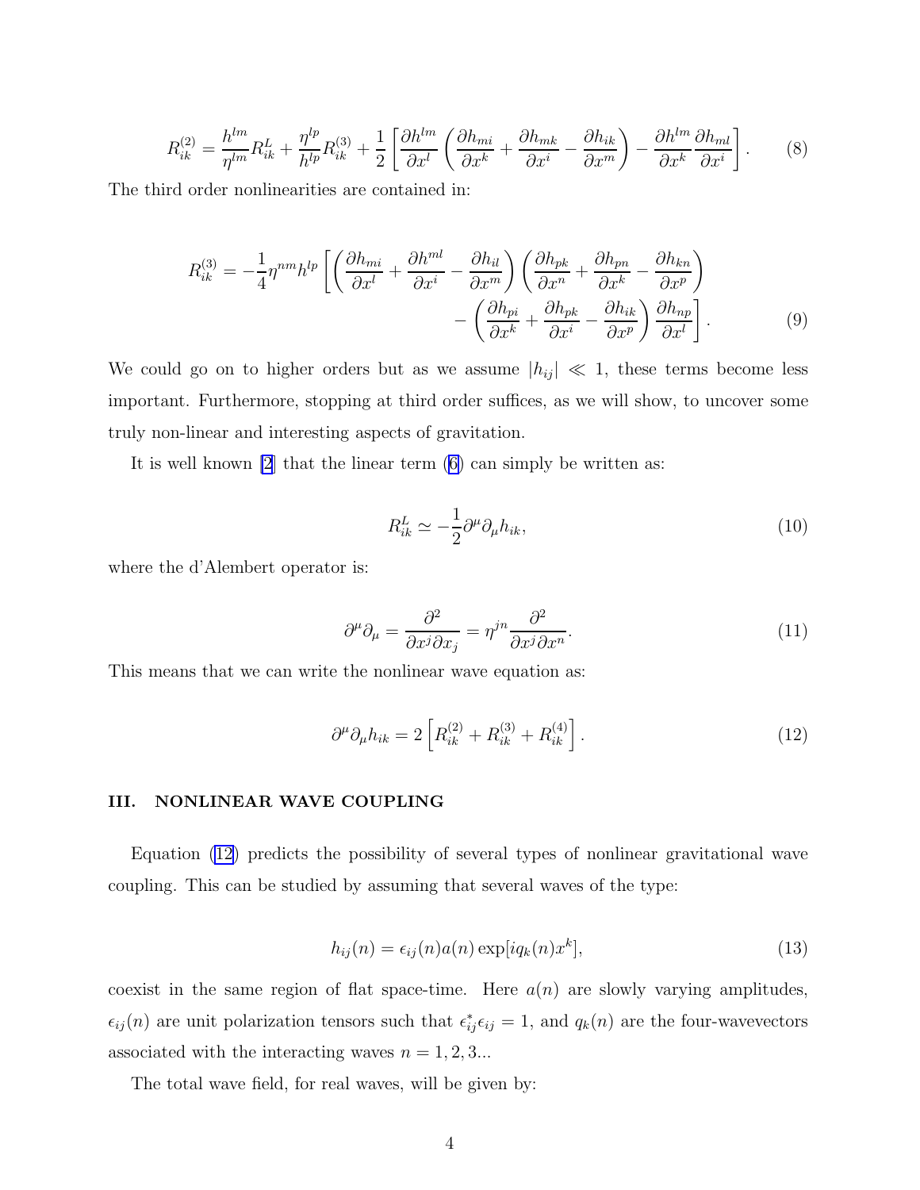$$R_{ik}^{(2)} = \frac{h^{lm}}{\eta^{lm}} R_{ik}^L + \frac{\eta^{lp}}{h^{lp}} R_{ik}^{(3)} + \frac{1}{2} \left[ \frac{\partial h^{lm}}{\partial x^l} \left( \frac{\partial h_{mi}}{\partial x^k} + \frac{\partial h_{mk}}{\partial x^i} - \frac{\partial h_{ik}}{\partial x^m} \right) - \frac{\partial h^{lm}}{\partial x^k} \frac{\partial h_{ml}}{\partial x^i} \right]. \tag{8}$$

The third order nonlinearities are contained in:

$$R_{ik}^{(3)} = -\frac{1}{4} \eta^{nm} h^{lp} \left[ \left( \frac{\partial h_{mi}}{\partial x^l} + \frac{\partial h^{ml}}{\partial x^i} - \frac{\partial h_{il}}{\partial x^m} \right) \left( \frac{\partial h_{pk}}{\partial x^n} + \frac{\partial h_{pn}}{\partial x^k} - \frac{\partial h_{kn}}{\partial x^p} \right) - \left( \frac{\partial h_{pi}}{\partial x^k} + \frac{\partial h_{pk}}{\partial x^i} - \frac{\partial h_{ik}}{\partial x^p} \right) \frac{\partial h_{np}}{\partial x^l} \right]. \tag{9}$$

We could go on to higher orders but as we assume $|h_{ij}| \ll 1$, these terms become less important. Furthermore, stopping at third order suffices, as we will show, to uncover some truly non-linear and interesting aspects of gravitation.

It is well known [2] that the linear term (6) can simply be written as:

$$R_{ik}^L \simeq -\frac{1}{2} \partial^\mu \partial_\mu h_{ik}, \tag{10}$$

where the d'Alembert operator is:

$$\partial^\mu \partial_\mu = \frac{\partial^2}{\partial x^j \partial x_j} = \eta^{jn} \frac{\partial^2}{\partial x^j \partial x^n}. \tag{11}$$

This means that we can write the nonlinear wave equation as:

$$\partial^\mu \partial_\mu h_{ik} = 2 \left[ R_{ik}^{(2)} + R_{ik}^{(3)} + R_{ik}^{(4)} \right]. \tag{12}$$

## III. NONLINEAR WAVE COUPLING

Equation (12) predicts the possibility of several types of nonlinear gravitational wave coupling. This can be studied by assuming that several waves of the type:

$$h_{ij}(n) = \epsilon_{ij}(n) a(n) \exp[i q_k(n) x^k], \tag{13}$$

coexist in the same region of flat space-time. Here $a(n)$ are slowly varying amplitudes, $\epsilon_{ij}(n)$ are unit polarization tensors such that $\epsilon_{ij}^* \epsilon_{ij} = 1$, and $q_k(n)$ are the four-wavevectors associated with the interacting waves $n = 1, 2, 3...$

The total wave field, for real waves, will be given by: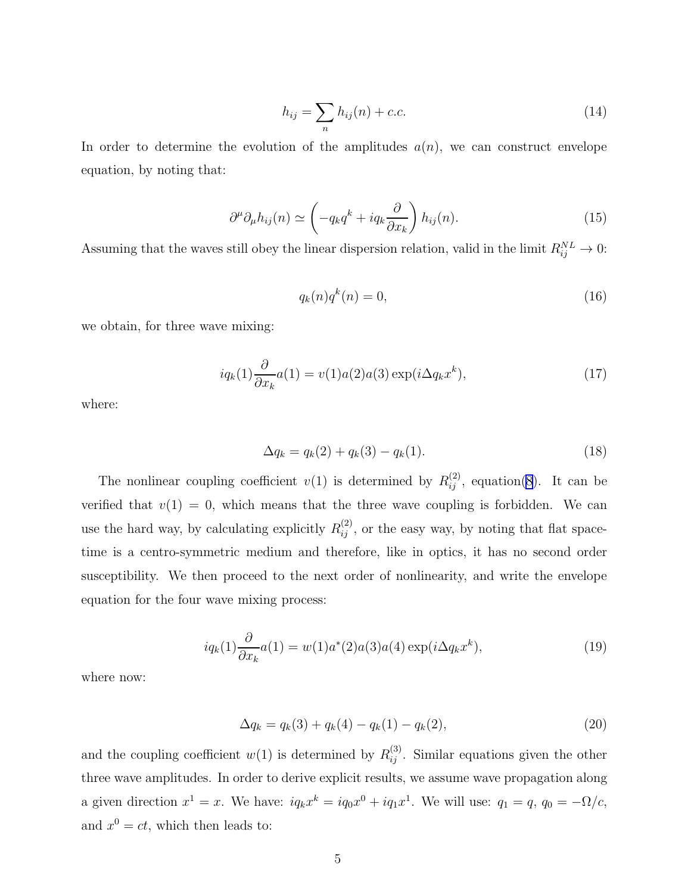$$h_{ij} = \sum_n h_{ij}(n) + c.c. \tag{14}$$

In order to determine the evolution of the amplitudes $a(n)$, we can construct envelope equation, by noting that:

$$\partial^\mu \partial_\mu h_{ij}(n) \simeq \left( -q_k q^k + i q_k \frac{\partial}{\partial x_k} \right) h_{ij}(n). \tag{15}$$

Assuming that the waves still obey the linear dispersion relation, valid in the limit $R_{ij}^{NL} \to 0$:

$$q_k(n) q^k(n) = 0, \tag{16}$$

we obtain, for three wave mixing:

$$i q_k(1) \frac{\partial}{\partial x_k} a(1) = v(1) a(2) a(3) \exp(i \Delta q_k x^k), \tag{17}$$

where:

$$\Delta q_k = q_k(2) + q_k(3) - q_k(1). \tag{18}$$

The nonlinear coupling coefficient $v(1)$ is determined by $R_{ij}^{(2)}$, equation(8). It can be verified that $v(1) = 0$, which means that the three wave coupling is forbidden. We can use the hard way, by calculating explicitly $R_{ij}^{(2)}$, or the easy way, by noting that flat space-time is a centro-symmetric medium and therefore, like in optics, it has no second order susceptibility. We then proceed to the next order of nonlinearity, and write the envelope equation for the four wave mixing process:

$$i q_k(1) \frac{\partial}{\partial x_k} a(1) = w(1) a^*(2) a(3) a(4) \exp(i \Delta q_k x^k), \tag{19}$$

where now:

$$\Delta q_k = q_k(3) + q_k(4) - q_k(1) - q_k(2), \tag{20}$$

and the coupling coefficient $w(1)$ is determined by $R_{ij}^{(3)}$. Similar equations given the other three wave amplitudes. In order to derive explicit results, we assume wave propagation along a given direction $x^1 = x$. We have: $i q_k x^k = i q_0 x^0 + i q_1 x^1$. We will use: $q_1 = q$, $q_0 = -\Omega/c$, and $x^0 = ct$, which then leads to: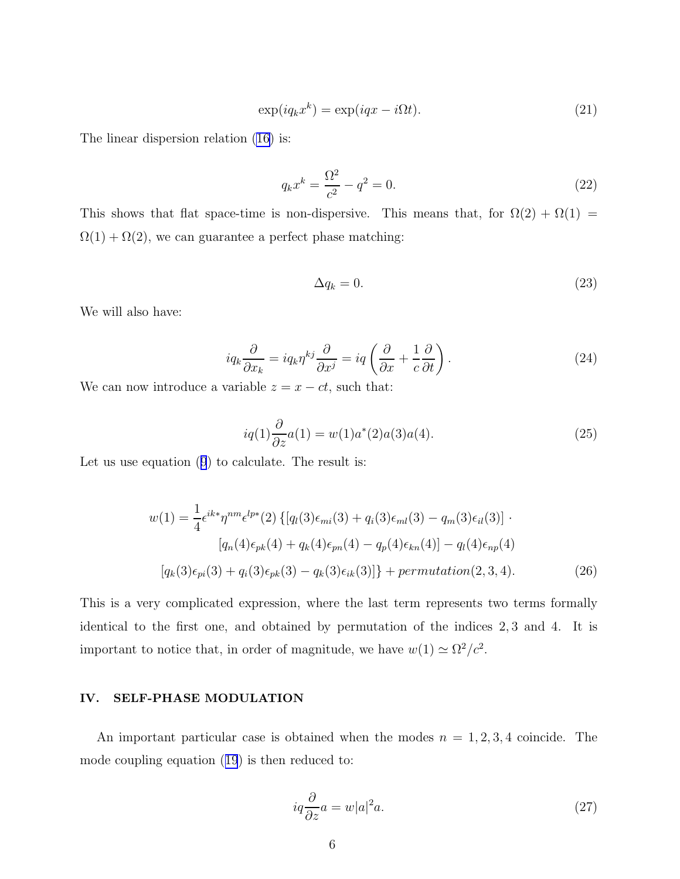$$\exp(iq_k x^k) = \exp(iqx - i\Omega t). \tag{21}$$

The linear dispersion relation (16) is:

$$q_k x^k = \frac{\Omega^2}{c^2} - q^2 = 0. \tag{22}$$

This shows that flat space-time is non-dispersive. This means that, for $\Omega(2) + \Omega(1) = \Omega(1) + \Omega(2)$, we can guarantee a perfect phase matching:

$$\Delta q_k = 0. \tag{23}$$

We will also have:

$$iq_k \frac{\partial}{\partial x_k} = iq_k \eta^{kj} \frac{\partial}{\partial x^j} = iq\left(\frac{\partial}{\partial x} + \frac{1}{c}\frac{\partial}{\partial t}\right). \tag{24}$$

We can now introduce a variable $z = x - ct$, such that:

$$iq(1)\frac{\partial}{\partial z} a(1) = w(1) a^*(2) a(3) a(4). \tag{25}$$

Let us use equation (9) to calculate. The result is:

$$\begin{aligned} w(1) = \frac{1}{4}\epsilon^{ik*}\eta^{nm}\epsilon^{lp*}(2)\, \{ [q_l(3)\epsilon_{mi}(3) + q_i(3)\epsilon_{ml}(3) - q_m(3)\epsilon_{il}(3)] \cdot \\ [q_n(4)\epsilon_{pk}(4) + q_k(4)\epsilon_{pn}(4) - q_p(4)\epsilon_{kn}(4)] - q_l(4)\epsilon_{np}(4) \\ [q_k(3)\epsilon_{pi}(3) + q_i(3)\epsilon_{pk}(3) - q_k(3)\epsilon_{ik}(3)] \} + permutation(2,3,4). \end{aligned} \tag{26}$$

This is a very complicated expression, where the last term represents two terms formally identical to the first one, and obtained by permutation of the indices $2, 3$ and $4$. It is important to notice that, in order of magnitude, we have $w(1) \simeq \Omega^2/c^2$.

## IV. SELF-PHASE MODULATION

An important particular case is obtained when the modes $n = 1, 2, 3, 4$ coincide. The mode coupling equation (19) is then reduced to:

$$iq\frac{\partial}{\partial z} a = w|a|^2 a. \tag{27}$$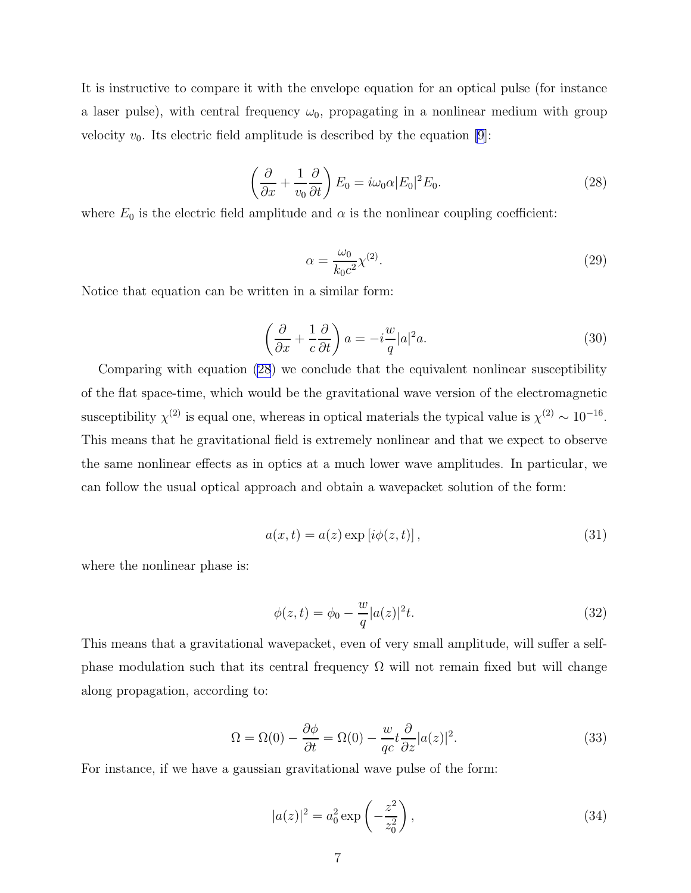It is instructive to compare it with the envelope equation for an optical pulse (for instance a laser pulse), with central frequency $\omega_0$, propagating in a nonlinear medium with group velocity $v_0$. Its electric field amplitude is described by the equation [9]:

$$\left( \frac{\partial}{\partial x} + \frac{1}{v_0} \frac{\partial}{\partial t} \right) E_0 = i\omega_0 \alpha |E_0|^2 E_0. \tag{28}$$

where $E_0$ is the electric field amplitude and $\alpha$ is the nonlinear coupling coefficient:

$$\alpha = \frac{\omega_0}{k_0 c^2} \chi^{(2)}. \tag{29}$$

Notice that equation can be written in a similar form:

$$\left( \frac{\partial}{\partial x} + \frac{1}{c} \frac{\partial}{\partial t} \right) a = -i \frac{w}{q} |a|^2 a. \tag{30}$$

Comparing with equation (28) we conclude that the equivalent nonlinear susceptibility of the flat space-time, which would be the gravitational wave version of the electromagnetic susceptibility $\chi^{(2)}$ is equal one, whereas in optical materials the typical value is $\chi^{(2)} \sim 10^{-16}$. This means that he gravitational field is extremely nonlinear and that we expect to observe the same nonlinear effects as in optics at a much lower wave amplitudes. In particular, we can follow the usual optical approach and obtain a wavepacket solution of the form:

$$a(x,t) = a(z) \exp\left[ i\phi(z,t) \right], \tag{31}$$

where the nonlinear phase is:

$$\phi(z,t) = \phi_0 - \frac{w}{q} |a(z)|^2 t. \tag{32}$$

This means that a gravitational wavepacket, even of very small amplitude, will suffer a self-phase modulation such that its central frequency $\Omega$ will not remain fixed but will change along propagation, according to:

$$\Omega = \Omega(0) - \frac{\partial \phi}{\partial t} = \Omega(0) - \frac{w}{qc} t \frac{\partial}{\partial z} |a(z)|^2. \tag{33}$$

For instance, if we have a gaussian gravitational wave pulse of the form:

$$|a(z)|^2 = a_0^2 \exp\left( -\frac{z^2}{z_0^2} \right), \tag{34}$$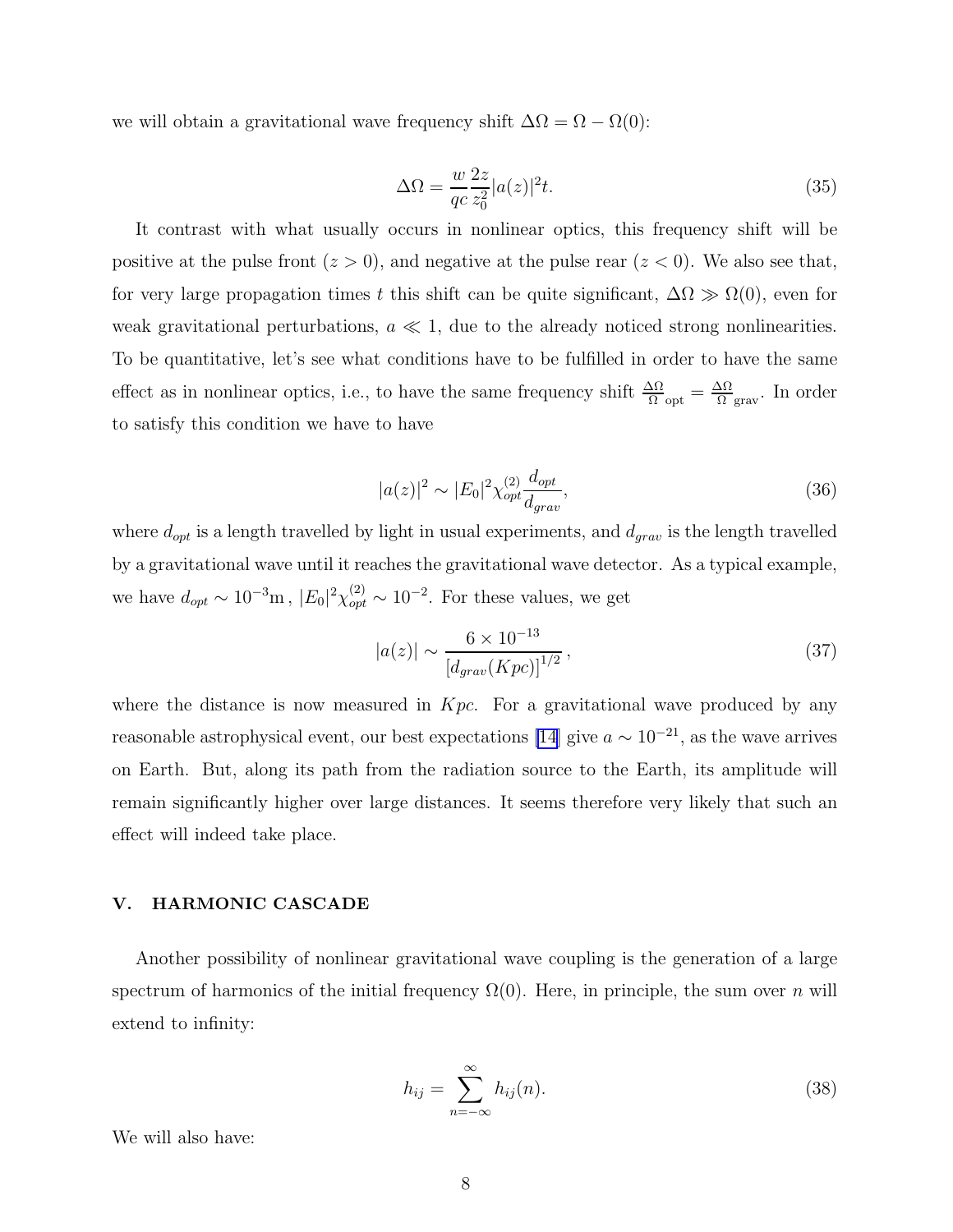we will obtain a gravitational wave frequency shift $\Delta\Omega = \Omega - \Omega(0)$:

$$\Delta\Omega = \frac{w}{qc}\frac{2z}{z_0^2}|a(z)|^2 t. \tag{35}$$

It contrast with what usually occurs in nonlinear optics, this frequency shift will be positive at the pulse front ($z > 0$), and negative at the pulse rear ($z < 0$). We also see that, for very large propagation times $t$ this shift can be quite significant, $\Delta\Omega \gg \Omega(0)$, even for weak gravitational perturbations, $a \ll 1$, due to the already noticed strong nonlinearities. To be quantitative, let's see what conditions have to be fulfilled in order to have the same effect as in nonlinear optics, i.e., to have the same frequency shift $\frac{\Delta\Omega}{\Omega}_{\text{opt}} = \frac{\Delta\Omega}{\Omega}_{\text{grav}}$. In order to satisfy this condition we have to have

$$|a(z)|^2 \sim |E_0|^2 \chi_{opt}^{(2)} \frac{d_{opt}}{d_{grav}}, \tag{36}$$

where $d_{opt}$ is a length travelled by light in usual experiments, and $d_{grav}$ is the length travelled by a gravitational wave until it reaches the gravitational wave detector. As a typical example, we have $d_{opt} \sim 10^{-3}\text{m}$, $|E_0|^2 \chi_{opt}^{(2)} \sim 10^{-2}$. For these values, we get

$$|a(z)| \sim \frac{6 \times 10^{-13}}{[d_{grav}(Kpc)]^{1/2}}, \tag{37}$$

where the distance is now measured in $Kpc$. For a gravitational wave produced by any reasonable astrophysical event, our best expectations [14] give $a \sim 10^{-21}$, as the wave arrives on Earth. But, along its path from the radiation source to the Earth, its amplitude will remain significantly higher over large distances. It seems therefore very likely that such an effect will indeed take place.

## V. HARMONIC CASCADE

Another possibility of nonlinear gravitational wave coupling is the generation of a large spectrum of harmonics of the initial frequency $\Omega(0)$. Here, in principle, the sum over $n$ will extend to infinity:

$$h_{ij} = \sum_{n=-\infty}^{\infty} h_{ij}(n). \tag{38}$$

We will also have: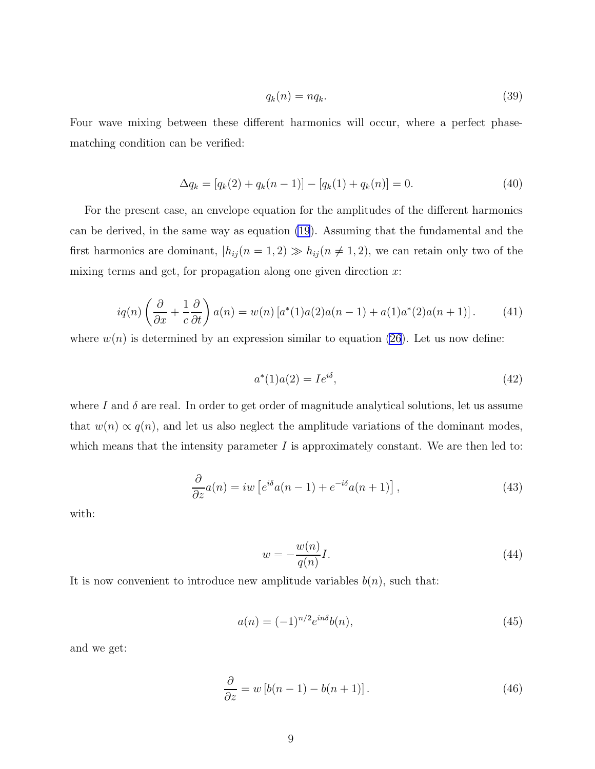$$q_k(n) = n q_k. \tag{39}$$

Four wave mixing between these different harmonics will occur, where a perfect phase-matching condition can be verified:

$$\Delta q_k = [q_k(2) + q_k(n-1)] - [q_k(1) + q_k(n)] = 0. \tag{40}$$

For the present case, an envelope equation for the amplitudes of the different harmonics can be derived, in the same way as equation (19). Assuming that the fundamental and the first harmonics are dominant, $|h_{ij}(n = 1, 2) \gg h_{ij}(n \neq 1, 2)$, we can retain only two of the mixing terms and get, for propagation along one given direction $x$:

$$i q(n) \left( \frac{\partial}{\partial x} + \frac{1}{c} \frac{\partial}{\partial t} \right) a(n) = w(n) \left[ a^*(1) a(2) a(n-1) + a(1) a^*(2) a(n+1) \right]. \tag{41}$$

where $w(n)$ is determined by an expression similar to equation (26). Let us now define:

$$a^*(1) a(2) = I e^{i\delta}, \tag{42}$$

where $I$ and $\delta$ are real. In order to get order of magnitude analytical solutions, let us assume that $w(n) \propto q(n)$, and let us also neglect the amplitude variations of the dominant modes, which means that the intensity parameter $I$ is approximately constant. We are then led to:

$$\frac{\partial}{\partial z} a(n) = i w \left[ e^{i\delta} a(n-1) + e^{-i\delta} a(n+1) \right], \tag{43}$$

with:

$$w = -\frac{w(n)}{q(n)} I. \tag{44}$$

It is now convenient to introduce new amplitude variables $b(n)$, such that:

$$a(n) = (-1)^{n/2} e^{in\delta} b(n), \tag{45}$$

and we get:

$$\frac{\partial}{\partial z} = w \left[ b(n-1) - b(n+1) \right]. \tag{46}$$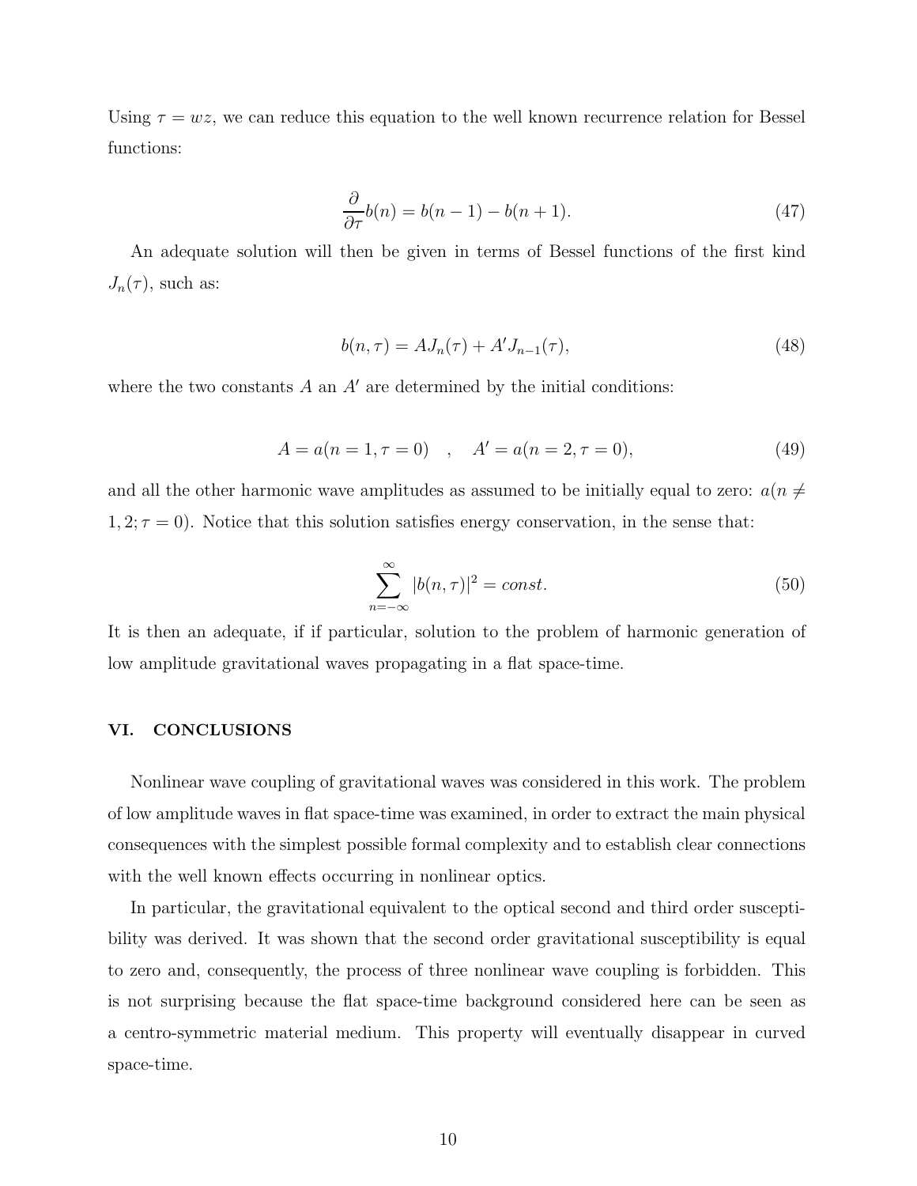Using $\tau = wz$, we can reduce this equation to the well known recurrence relation for Bessel functions:

$$\frac{\partial}{\partial \tau} b(n) = b(n-1) - b(n+1). \tag{47}$$

An adequate solution will then be given in terms of Bessel functions of the first kind $J_n(\tau)$, such as:

$$b(n, \tau) = A J_n(\tau) + A' J_{n-1}(\tau), \tag{48}$$

where the two constants $A$ an $A'$ are determined by the initial conditions:

$$A = a(n = 1, \tau = 0) \quad , \quad A' = a(n = 2, \tau = 0), \tag{49}$$

and all the other harmonic wave amplitudes as assumed to be initially equal to zero: $a(n \neq 1, 2; \tau = 0)$. Notice that this solution satisfies energy conservation, in the sense that:

$$\sum_{n=-\infty}^{\infty} |b(n, \tau)|^2 = const. \tag{50}$$

It is then an adequate, if if particular, solution to the problem of harmonic generation of low amplitude gravitational waves propagating in a flat space-time.

## VI. CONCLUSIONS

Nonlinear wave coupling of gravitational waves was considered in this work. The problem of low amplitude waves in flat space-time was examined, in order to extract the main physical consequences with the simplest possible formal complexity and to establish clear connections with the well known effects occurring in nonlinear optics.

In particular, the gravitational equivalent to the optical second and third order susceptibility was derived. It was shown that the second order gravitational susceptibility is equal to zero and, consequently, the process of three nonlinear wave coupling is forbidden. This is not surprising because the flat space-time background considered here can be seen as a centro-symmetric material medium. This property will eventually disappear in curved space-time.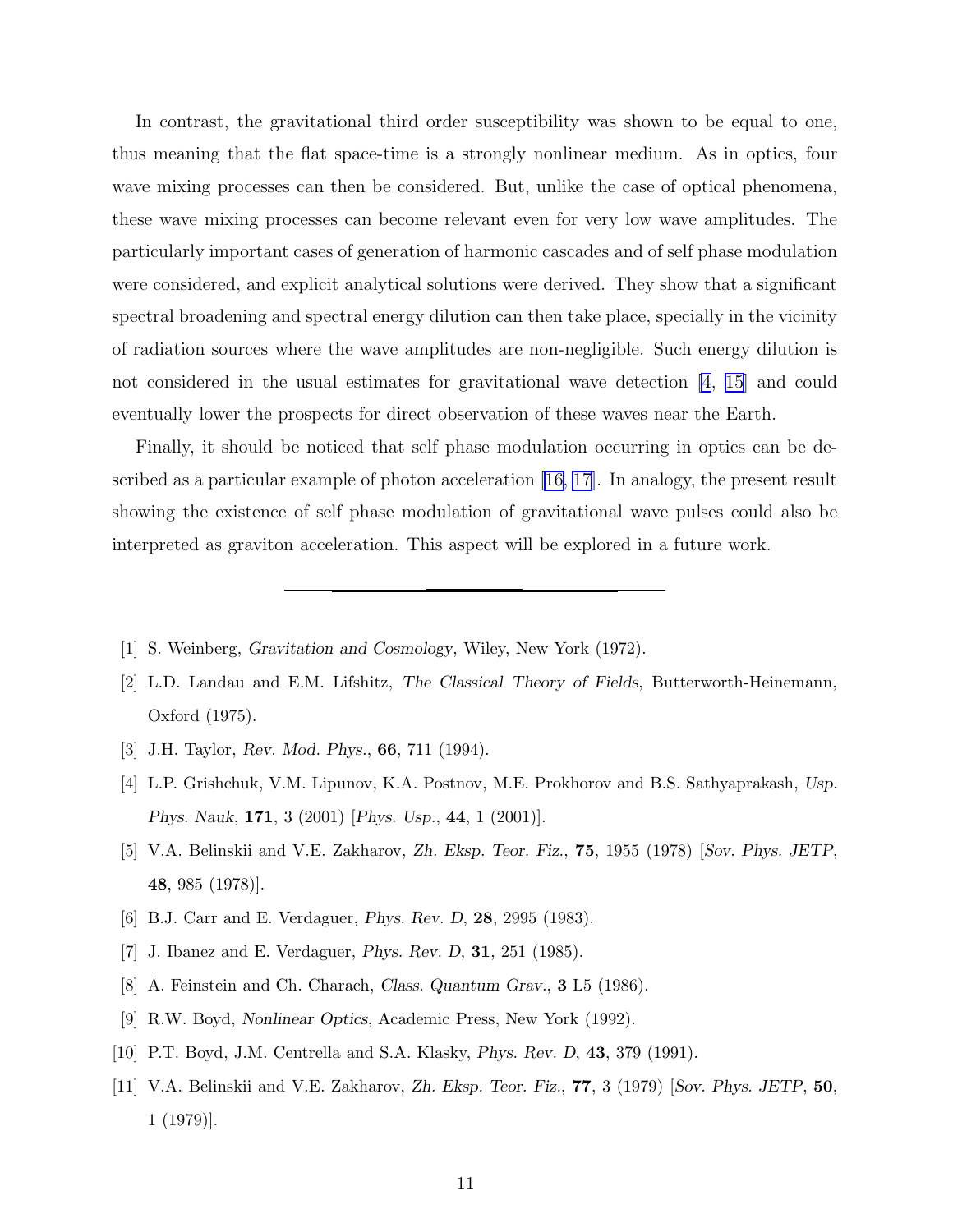In contrast, the gravitational third order susceptibility was shown to be equal to one, thus meaning that the flat space-time is a strongly nonlinear medium. As in optics, four wave mixing processes can then be considered. But, unlike the case of optical phenomena, these wave mixing processes can become relevant even for very low wave amplitudes. The particularly important cases of generation of harmonic cascades and of self phase modulation were considered, and explicit analytical solutions were derived. They show that a significant spectral broadening and spectral energy dilution can then take place, specially in the vicinity of radiation sources where the wave amplitudes are non-negligible. Such energy dilution is not considered in the usual estimates for gravitational wave detection [4, 15] and could eventually lower the prospects for direct observation of these waves near the Earth.

Finally, it should be noticed that self phase modulation occurring in optics can be described as a particular example of photon acceleration [16, 17]. In analogy, the present result showing the existence of self phase modulation of gravitational wave pulses could also be interpreted as graviton acceleration. This aspect will be explored in a future work.

---

[1] S. Weinberg, *Gravitation and Cosmology*, Wiley, New York (1972).

[2] L.D. Landau and E.M. Lifshitz, *The Classical Theory of Fields*, Butterworth-Heinemann, Oxford (1975).

[3] J.H. Taylor, *Rev. Mod. Phys.*, **66**, 711 (1994).

[4] L.P. Grishchuk, V.M. Lipunov, K.A. Postnov, M.E. Prokhorov and B.S. Sathyaprakash, *Usp. Phys. Nauk*, **171**, 3 (2001) [*Phys. Usp.*, **44**, 1 (2001)].

[5] V.A. Belinskii and V.E. Zakharov, *Zh. Eksp. Teor. Fiz.*, **75**, 1955 (1978) [*Sov. Phys. JETP*, **48**, 985 (1978)].

[6] B.J. Carr and E. Verdaguer, *Phys. Rev. D*, **28**, 2995 (1983).

[7] J. Ibanez and E. Verdaguer, *Phys. Rev. D*, **31**, 251 (1985).

[8] A. Feinstein and Ch. Charach, *Class. Quantum Grav.*, **3** L5 (1986).

[9] R.W. Boyd, *Nonlinear Optics*, Academic Press, New York (1992).

[10] P.T. Boyd, J.M. Centrella and S.A. Klasky, *Phys. Rev. D*, **43**, 379 (1991).

[11] V.A. Belinskii and V.E. Zakharov, *Zh. Eksp. Teor. Fiz.*, **77**, 3 (1979) [*Sov. Phys. JETP*, **50**, 1 (1979)].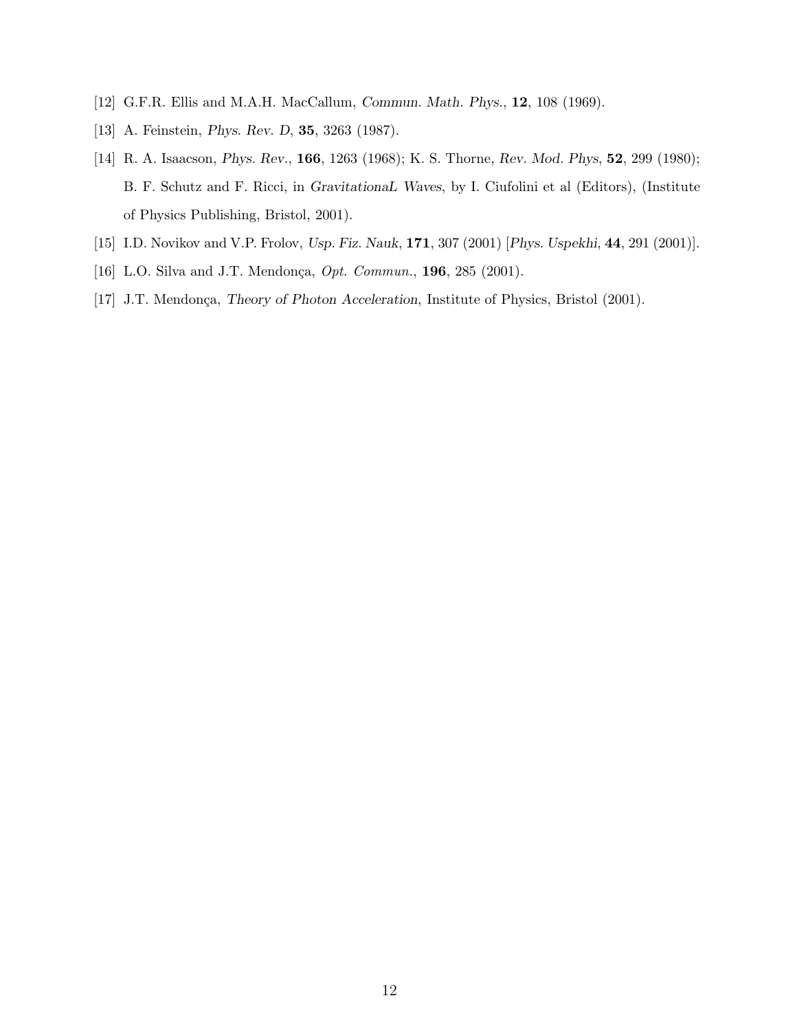[12] G.F.R. Ellis and M.A.H. MacCallum, *Commun. Math. Phys.*, **12**, 108 (1969).

[13] A. Feinstein, *Phys. Rev. D*, **35**, 3263 (1987).

[14] R. A. Isaacson, *Phys. Rev.*, **166**, 1263 (1968); K. S. Thorne, *Rev. Mod. Phys*, **52**, 299 (1980); B. F. Schutz and F. Ricci, in *GravitationaL Waves*, by I. Ciufolini et al (Editors), (Institute of Physics Publishing, Bristol, 2001).

[15] I.D. Novikov and V.P. Frolov, *Usp. Fiz. Nauk*, **171**, 307 (2001) [*Phys. Uspekhi*, **44**, 291 (2001)].

[16] L.O. Silva and J.T. Mendonça, *Opt. Commun.*, **196**, 285 (2001).

[17] J.T. Mendonça, *Theory of Photon Acceleration*, Institute of Physics, Bristol (2001).